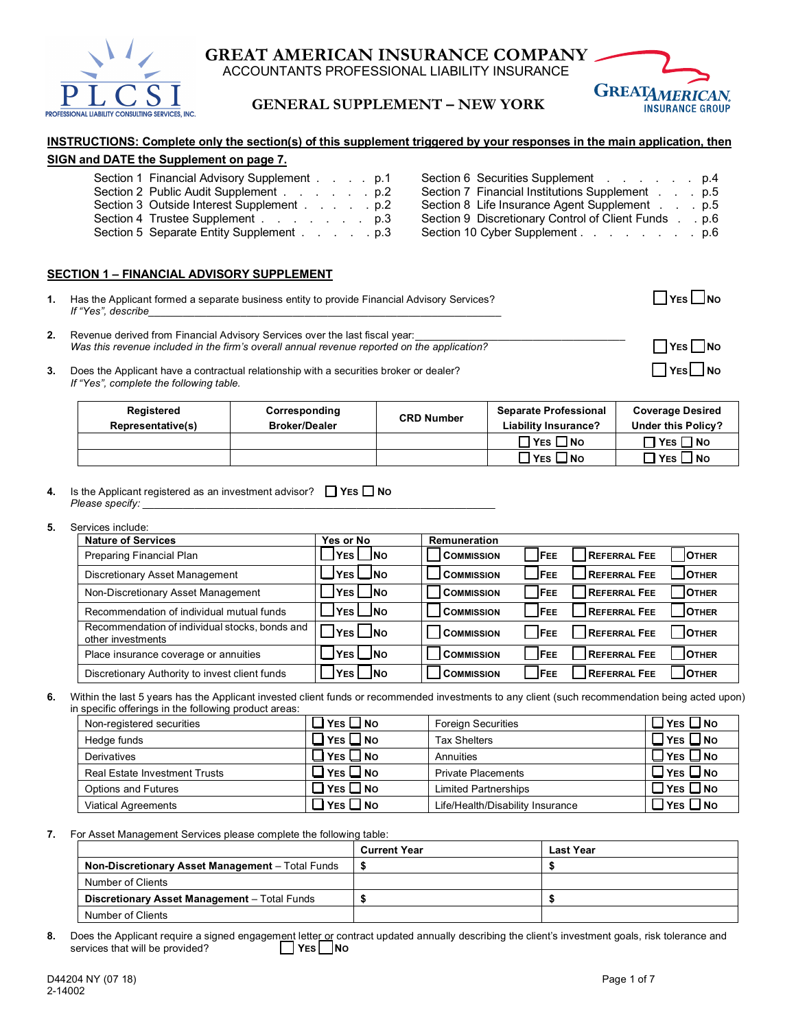# GREAT AMERICAN INSURANCE COMPANY

ACCOUNTANTS PROFESSIONAL LIABILITY INSURANCE

## GENERAL SUPPLEMENT – NEW YORK

**INSTRUCTIONS: Complete only the section(s) of this supplement triggered by your responses in the main application, then SIGN and DATE the Supplement on page 7.**

Section 1 Financial Advisory Supplement . . . . p.1
Section 2 Public Audit Supplement . . . . . . p.2
Section 3 Outside Interest Supplement . . . . . p.2
Section 4 Trustee Supplement . . . . . . . . p.3
Section 5 Separate Entity Supplement . . . . . p.3
Section 6 Securities Supplement . . . . . . . p.4
Section 7 Financial Institutions Supplement . . . . p.5
Section 8 Life Insurance Agent Supplement . . . p.5
Section 9 Discretionary Control of Client Funds . . p.6
Section 10 Cyber Supplement . . . . . . . . . p.6

### SECTION 1 – FINANCIAL ADVISORY SUPPLEMENT

1. Has the Applicant formed a separate business entity to provide Financial Advisory Services? ☐ YES ☐ NO
   *If "Yes", describe*\_\_\_\_\_\_\_\_\_\_\_\_\_\_\_\_\_\_\_\_\_\_\_\_\_\_\_\_\_\_\_\_\_\_\_\_\_\_\_\_\_\_

2. Revenue derived from Financial Advisory Services over the last fiscal year:\_\_\_\_\_\_\_\_\_\_\_\_\_\_\_\_\_\_\_\_\_\_\_\_\_\_
   *Was this revenue included in the firm's overall annual revenue reported on the application?* ☐ YES ☐ NO

3. Does the Applicant have a contractual relationship with a securities broker or dealer? ☐ YES ☐ NO
   *If "Yes", complete the following table.*

| Registered Representative(s) | Corresponding Broker/Dealer | CRD Number | Separate Professional Liability Insurance? | Coverage Desired Under this Policy? |
|---|---|---|---|---|
| | | | ☐ YES ☐ NO | ☐ YES ☐ NO |
| | | | ☐ YES ☐ NO | ☐ YES ☐ NO |

4. Is the Applicant registered as an investment advisor? ☐ YES ☐ NO
   *Please specify:* \_\_\_\_\_\_\_\_\_\_\_\_\_\_\_\_\_\_\_\_\_\_\_\_\_\_\_\_\_\_\_\_\_\_\_\_\_\_\_\_\_\_

5. Services include:

| Nature of Services | Yes or No | Remuneration | | | |
|---|---|---|---|---|---|
| Preparing Financial Plan | ☐ YES ☐ NO | ☐ COMMISSION | ☐ FEE | ☐ REFERRAL FEE | ☐ OTHER |
| Discretionary Asset Management | ☐ YES ☐ NO | ☐ COMMISSION | ☐ FEE | ☐ REFERRAL FEE | ☐ OTHER |
| Non-Discretionary Asset Management | ☐ YES ☐ NO | ☐ COMMISSION | ☐ FEE | ☐ REFERRAL FEE | ☐ OTHER |
| Recommendation of individual mutual funds | ☐ YES ☐ NO | ☐ COMMISSION | ☐ FEE | ☐ REFERRAL FEE | ☐ OTHER |
| Recommendation of individual stocks, bonds and other investments | ☐ YES ☐ NO | ☐ COMMISSION | ☐ FEE | ☐ REFERRAL FEE | ☐ OTHER |
| Place insurance coverage or annuities | ☐ YES ☐ NO | ☐ COMMISSION | ☐ FEE | ☐ REFERRAL FEE | ☐ OTHER |
| Discretionary Authority to invest client funds | ☐ YES ☐ NO | ☐ COMMISSION | ☐ FEE | ☐ REFERRAL FEE | ☐ OTHER |

6. Within the last 5 years has the Applicant invested client funds or recommended investments to any client (such recommendation being acted upon) in specific offerings in the following product areas:

| | | | |
|---|---|---|---|
| Non-registered securities | ☐ YES ☐ NO | Foreign Securities | ☐ YES ☐ NO |
| Hedge funds | ☐ YES ☐ NO | Tax Shelters | ☐ YES ☐ NO |
| Derivatives | ☐ YES ☐ NO | Annuities | ☐ YES ☐ NO |
| Real Estate Investment Trusts | ☐ YES ☐ NO | Private Placements | ☐ YES ☐ NO |
| Options and Futures | ☐ YES ☐ NO | Limited Partnerships | ☐ YES ☐ NO |
| Viatical Agreements | ☐ YES ☐ NO | Life/Health/Disability Insurance | ☐ YES ☐ NO |

7. For Asset Management Services please complete the following table:

| | Current Year | Last Year |
|---|---|---|
| **Non-Discretionary Asset Management** – Total Funds | $ | $ |
| Number of Clients | | |
| **Discretionary Asset Management** – Total Funds | $ | $ |
| Number of Clients | | |

8. Does the Applicant require a signed engagement letter or contract updated annually describing the client's investment goals, risk tolerance and services that will be provided? ☐ YES ☐ NO

D44204 NY (07 18)
2-14002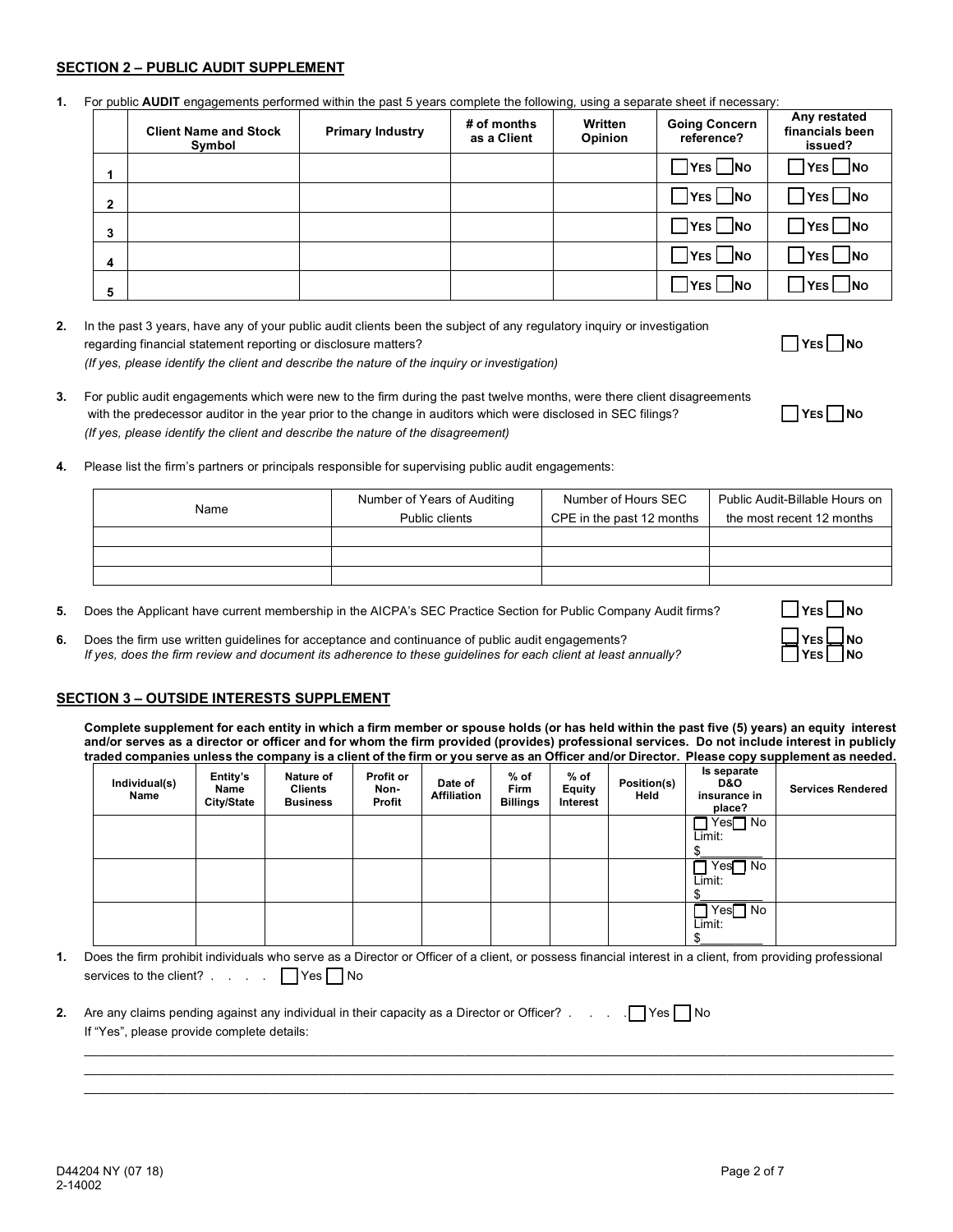## SECTION 2 – PUBLIC AUDIT SUPPLEMENT

1. For public **AUDIT** engagements performed within the past 5 years complete the following, using a separate sheet if necessary:

| | Client Name and Stock Symbol | Primary Industry | # of months as a Client | Written Opinion | Going Concern reference? | Any restated financials been issued? |
|---|---|---|---|---|---|---|
| 1 | | | | | ☐ YES ☐ NO | ☐ YES ☐ NO |
| 2 | | | | | ☐ YES ☐ NO | ☐ YES ☐ NO |
| 3 | | | | | ☐ YES ☐ NO | ☐ YES ☐ NO |
| 4 | | | | | ☐ YES ☐ NO | ☐ YES ☐ NO |
| 5 | | | | | ☐ YES ☐ NO | ☐ YES ☐ NO |

2. In the past 3 years, have any of your public audit clients been the subject of any regulatory inquiry or investigation regarding financial statement reporting or disclosure matters? ☐ YES ☐ NO
   *(If yes, please identify the client and describe the nature of the inquiry or investigation)*

3. For public audit engagements which were new to the firm during the past twelve months, were there client disagreements with the predecessor auditor in the year prior to the change in auditors which were disclosed in SEC filings? ☐ YES ☐ NO
   *(If yes, please identify the client and describe the nature of the disagreement)*

4. Please list the firm's partners or principals responsible for supervising public audit engagements:

| Name | Number of Years of Auditing Public clients | Number of Hours SEC CPE in the past 12 months | Public Audit-Billable Hours on the most recent 12 months |
|---|---|---|---|
| | | | |
| | | | |
| | | | |

5. Does the Applicant have current membership in the AICPA's SEC Practice Section for Public Company Audit firms? ☐ YES ☐ NO

6. Does the firm use written guidelines for acceptance and continuance of public audit engagements? ☐ YES ☐ NO
   *If yes, does the firm review and document its adherence to these guidelines for each client at least annually?* ☐ YES ☐ NO

## SECTION 3 – OUTSIDE INTERESTS SUPPLEMENT

**Complete supplement for each entity in which a firm member or spouse holds (or has held within the past five (5) years) an equity interest and/or serves as a director or officer and for whom the firm provided (provides) professional services. Do not include interest in publicly traded companies unless the company is a client of the firm or you serve as an Officer and/or Director. Please copy supplement as needed.**

| Individual(s) Name | Entity's Name City/State | Nature of Clients Business | Profit or Non-Profit | Date of Affiliation | % of Firm Billings | % of Equity Interest | Position(s) Held | Is separate D&O insurance in place? | Services Rendered |
|---|---|---|---|---|---|---|---|---|---|
| | | | | | | | | ☐ Yes ☐ No Limit: $________ | |
| | | | | | | | | ☐ Yes ☐ No Limit: $________ | |
| | | | | | | | | ☐ Yes ☐ No Limit: $________ | |

1. Does the firm prohibit individuals who serve as a Director or Officer of a client, or possess financial interest in a client, from providing professional services to the client? . . . . ☐ Yes ☐ No

2. Are any claims pending against any individual in their capacity as a Director or Officer? . . . . ☐ Yes ☐ No
   If "Yes", please provide complete details:

________________________________________________________________________________

________________________________________________________________________________

________________________________________________________________________________

D44204 NY (07 18)
2-14002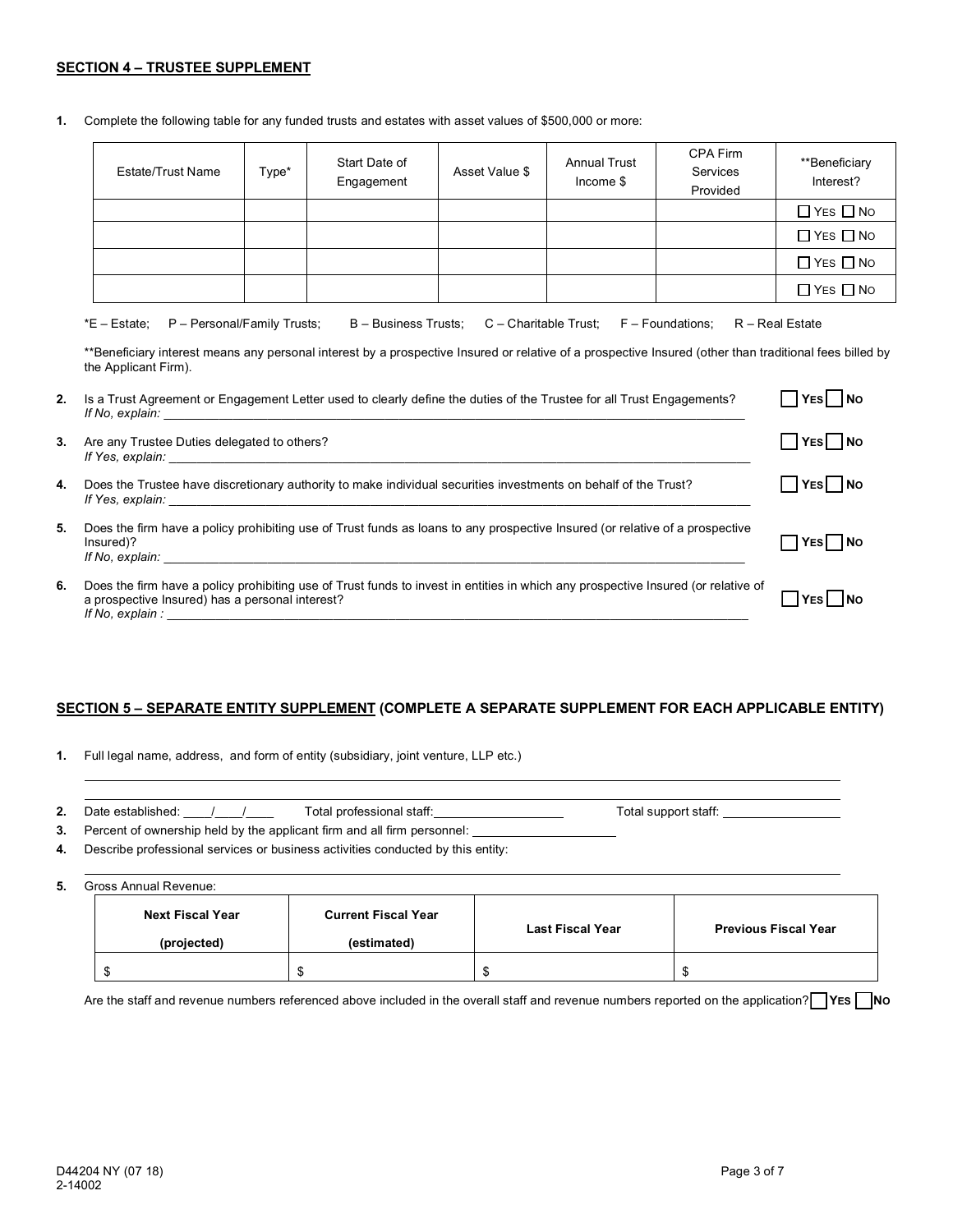**SECTION 4 – TRUSTEE SUPPLEMENT**

1. Complete the following table for any funded trusts and estates with asset values of $500,000 or more:

| Estate/Trust Name | Type* | Start Date of Engagement | Asset Value $ | Annual Trust Income $ | CPA Firm Services Provided | **Beneficiary Interest? |
|---|---|---|---|---|---|---|
| | | | | | | ☐ YES ☐ NO |
| | | | | | | ☐ YES ☐ NO |
| | | | | | | ☐ YES ☐ NO |
| | | | | | | ☐ YES ☐ NO |

*E – Estate; P – Personal/Family Trusts; B – Business Trusts; C – Charitable Trust; F – Foundations; R – Real Estate

**Beneficiary interest means any personal interest by a prospective Insured or relative of a prospective Insured (other than traditional fees billed by the Applicant Firm).

2. Is a Trust Agreement or Engagement Letter used to clearly define the duties of the Trustee for all Trust Engagements? ☐ **YES** ☐ **NO**
   *If No, explain:* ______________________________

3. Are any Trustee Duties delegated to others? ☐ **YES** ☐ **NO**
   *If Yes, explain:* ______________________________

4. Does the Trustee have discretionary authority to make individual securities investments on behalf of the Trust? ☐ **YES** ☐ **NO**
   *If Yes, explain:* ______________________________

5. Does the firm have a policy prohibiting use of Trust funds as loans to any prospective Insured (or relative of a prospective Insured)? ☐ **YES** ☐ **NO**
   *If No, explain:* ______________________________

6. Does the firm have a policy prohibiting use of Trust funds to invest in entities in which any prospective Insured (or relative of a prospective Insured) has a personal interest? ☐ **YES** ☐ **NO**
   *If No, explain :* ______________________________

**SECTION 5 – SEPARATE ENTITY SUPPLEMENT (COMPLETE A SEPARATE SUPPLEMENT FOR EACH APPLICABLE ENTITY)**

1. Full legal name, address, and form of entity (subsidiary, joint venture, LLP etc.)

   ______________________________

   ______________________________

2. Date established: ____/____/____ Total professional staff: __________________ Total support staff: ________________
3. Percent of ownership held by the applicant firm and all firm personnel: ____________________
4. Describe professional services or business activities conducted by this entity:

   ______________________________

5. Gross Annual Revenue:

| **Next Fiscal Year (projected)** | **Current Fiscal Year (estimated)** | **Last Fiscal Year** | **Previous Fiscal Year** |
|---|---|---|---|
| $ | $ | $ | $ |

Are the staff and revenue numbers referenced above included in the overall staff and revenue numbers reported on the application? ☐ **YES** ☐ **NO**

D44204 NY (07 18)
2-14002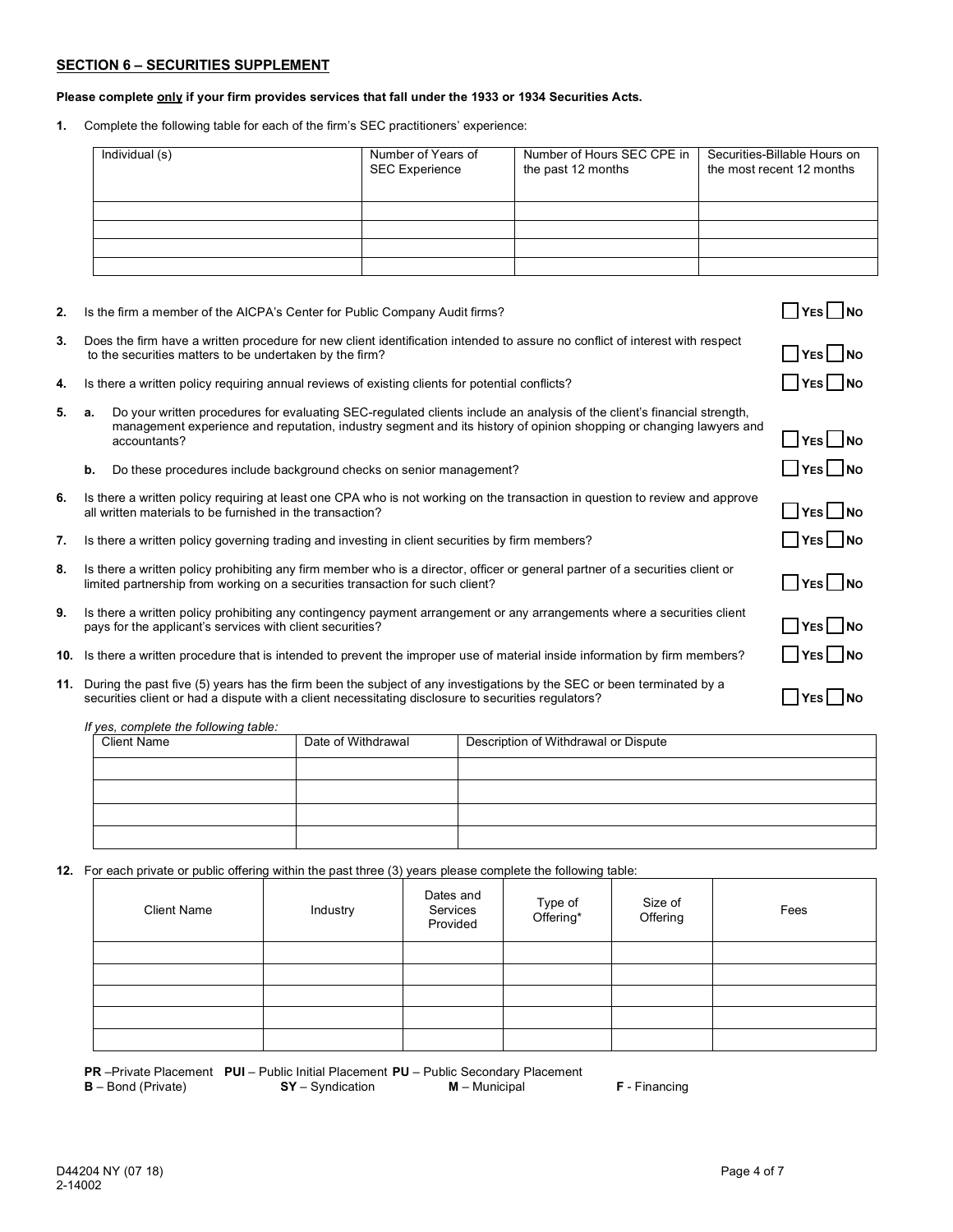## SECTION 6 – SECURITIES SUPPLEMENT

**Please complete only if your firm provides services that fall under the 1933 or 1934 Securities Acts.**

**1.** Complete the following table for each of the firm's SEC practitioners' experience:

| Individual (s) | Number of Years of SEC Experience | Number of Hours SEC CPE in the past 12 months | Securities-Billable Hours on the most recent 12 months |
|---|---|---|---|
| | | | |
| | | | |
| | | | |
| | | | |

**2.** Is the firm a member of the AICPA's Center for Public Company Audit firms? ☐ YES ☐ NO

**3.** Does the firm have a written procedure for new client identification intended to assure no conflict of interest with respect to the securities matters to be undertaken by the firm? ☐ YES ☐ NO

**4.** Is there a written policy requiring annual reviews of existing clients for potential conflicts? ☐ YES ☐ NO

**5.** **a.** Do your written procedures for evaluating SEC-regulated clients include an analysis of the client's financial strength, management experience and reputation, industry segment and its history of opinion shopping or changing lawyers and accountants? ☐ YES ☐ NO

**b.** Do these procedures include background checks on senior management? ☐ YES ☐ NO

**6.** Is there a written policy requiring at least one CPA who is not working on the transaction in question to review and approve all written materials to be furnished in the transaction? ☐ YES ☐ NO

**7.** Is there a written policy governing trading and investing in client securities by firm members? ☐ YES ☐ NO

**8.** Is there a written policy prohibiting any firm member who is a director, officer or general partner of a securities client or limited partnership from working on a securities transaction for such client? ☐ YES ☐ NO

**9.** Is there a written policy prohibiting any contingency payment arrangement or any arrangements where a securities client pays for the applicant's services with client securities? ☐ YES ☐ NO

**10.** Is there a written procedure that is intended to prevent the improper use of material inside information by firm members? ☐ YES ☐ NO

**11.** During the past five (5) years has the firm been the subject of any investigations by the SEC or been terminated by a securities client or had a dispute with a client necessitating disclosure to securities regulators? ☐ YES ☐ NO

*If yes, complete the following table:*

| Client Name | Date of Withdrawal | Description of Withdrawal or Dispute |
|---|---|---|
| | | |
| | | |
| | | |
| | | |

**12.** For each private or public offering within the past three (3) years please complete the following table:

| Client Name | Industry | Dates and Services Provided | Type of Offering* | Size of Offering | Fees |
|---|---|---|---|---|---|
| | | | | | |
| | | | | | |
| | | | | | |
| | | | | | |
| | | | | | |

**PR** –Private Placement **PUI** – Public Initial Placement **PU** – Public Secondary Placement
**B** – Bond (Private) **SY** – Syndication **M** – Municipal **F** - Financing

D44204 NY (07 18)
2-14002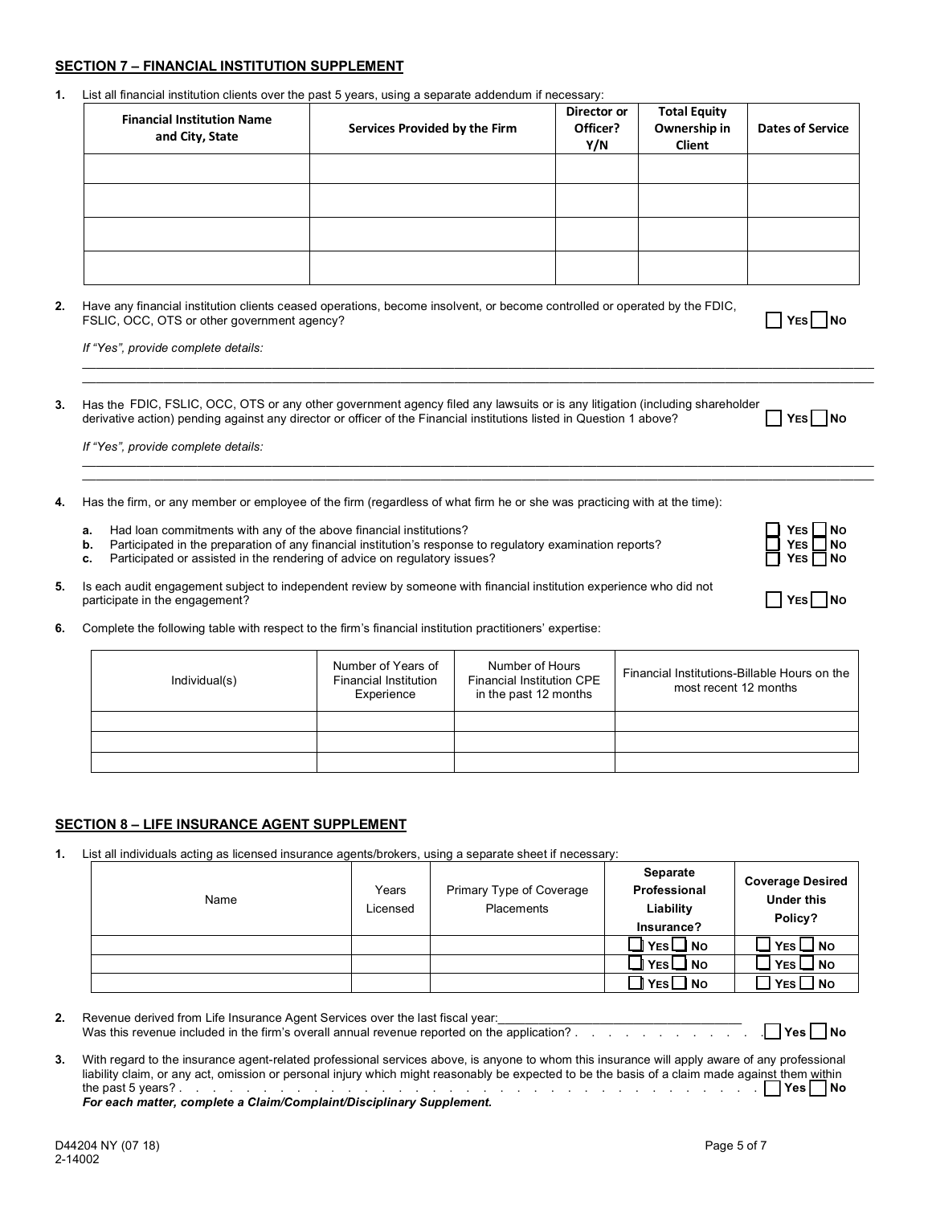## SECTION 7 – FINANCIAL INSTITUTION SUPPLEMENT

1. List all financial institution clients over the past 5 years, using a separate addendum if necessary:

| Financial Institution Name and City, State | Services Provided by the Firm | Director or Officer? Y/N | Total Equity Ownership in Client | Dates of Service |
|---|---|---|---|---|
| | | | | |
| | | | | |
| | | | | |
| | | | | |

2. Have any financial institution clients ceased operations, become insolvent, or become controlled or operated by the FDIC, FSLIC, OCC, OTS or other government agency? ☐ YES ☐ NO

   *If "Yes", provide complete details:*

   ______________________________________________________________________________
   ______________________________________________________________________________

3. Has the FDIC, FSLIC, OCC, OTS or any other government agency filed any lawsuits or is any litigation (including shareholder derivative action) pending against any director or officer of the Financial institutions listed in Question 1 above? ☐ YES ☐ NO

   *If "Yes", provide complete details:*

   ______________________________________________________________________________
   ______________________________________________________________________________

4. Has the firm, or any member or employee of the firm (regardless of what firm he or she was practicing with at the time):

   **a.** Had loan commitments with any of the above financial institutions? ☐ YES ☐ NO
   **b.** Participated in the preparation of any financial institution's response to regulatory examination reports? ☐ YES ☐ NO
   **c.** Participated or assisted in the rendering of advice on regulatory issues? ☐ YES ☐ NO

5. Is each audit engagement subject to independent review by someone with financial institution experience who did not participate in the engagement? ☐ YES ☐ NO

6. Complete the following table with respect to the firm's financial institution practitioners' expertise:

| Individual(s) | Number of Years of Financial Institution Experience | Number of Hours Financial Institution CPE in the past 12 months | Financial Institutions-Billable Hours on the most recent 12 months |
|---|---|---|---|
| | | | |
| | | | |
| | | | |

## SECTION 8 – LIFE INSURANCE AGENT SUPPLEMENT

1. List all individuals acting as licensed insurance agents/brokers, using a separate sheet if necessary:

| Name | Years Licensed | Primary Type of Coverage Placements | Separate Professional Liability Insurance? | Coverage Desired Under this Policy? |
|---|---|---|---|---|
| | | | ☐ YES ☐ NO | ☐ YES ☐ NO |
| | | | ☐ YES ☐ NO | ☐ YES ☐ NO |
| | | | ☐ YES ☐ NO | ☐ YES ☐ NO |

2. Revenue derived from Life Insurance Agent Services over the last fiscal year:___________________________
   Was this revenue included in the firm's overall annual revenue reported on the application? . . . . . . . . . . . . . ☐ Yes ☐ No

3. With regard to the insurance agent-related professional services above, is anyone to whom this insurance will apply aware of any professional liability claim, or any act, omission or personal injury which might reasonably be expected to be the basis of a claim made against them within the past 5 years? . . . . . . . . . . . . . . . . . . . . . . . . . . . . . . . . . . . ☐ Yes ☐ No
   ***For each matter, complete a Claim/Complaint/Disciplinary Supplement.***

D44204 NY (07 18)
2-14002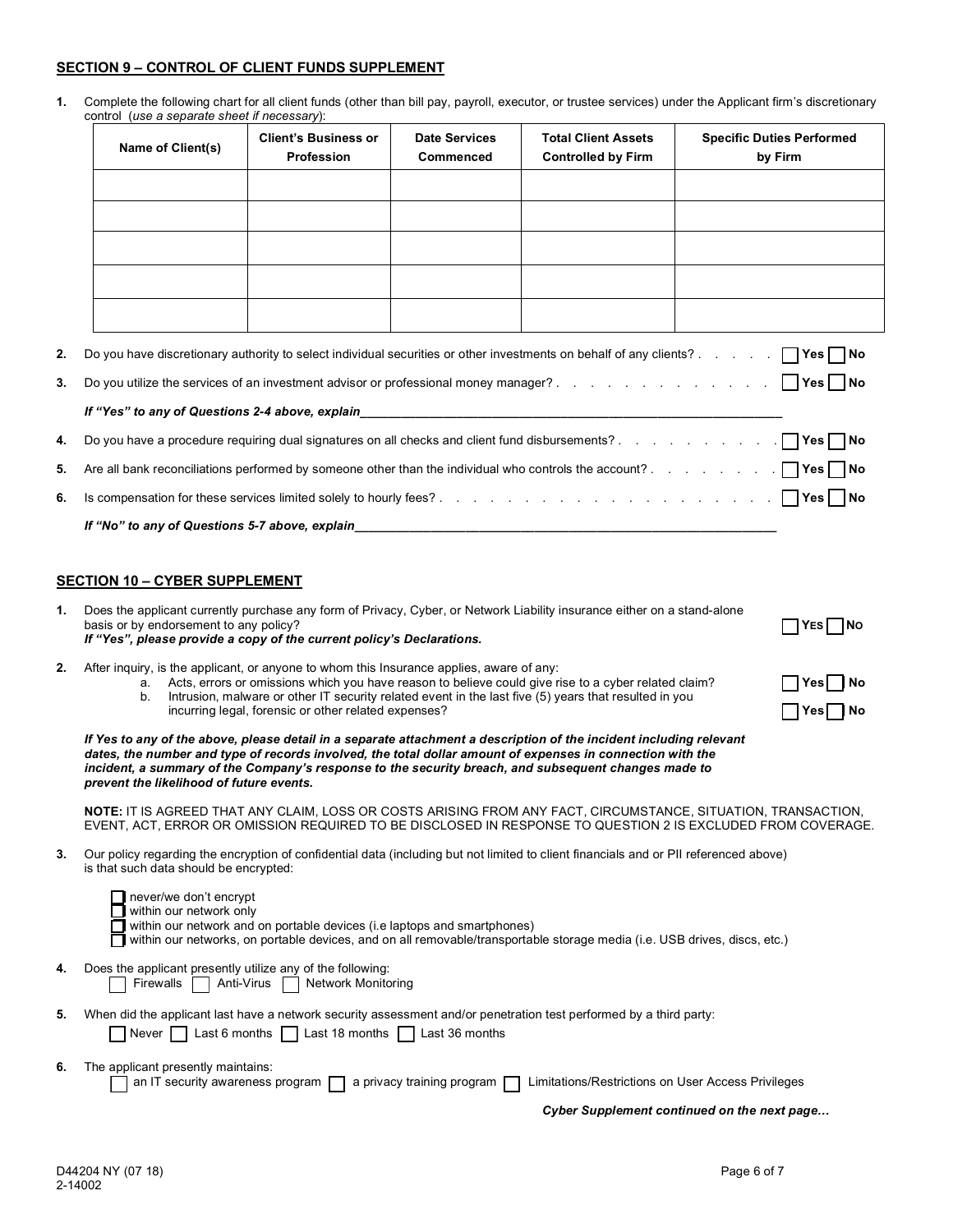## SECTION 9 – CONTROL OF CLIENT FUNDS SUPPLEMENT

**1.** Complete the following chart for all client funds (other than bill pay, payroll, executor, or trustee services) under the Applicant firm's discretionary control (*use a separate sheet if necessary*):

| Name of Client(s) | Client's Business or Profession | Date Services Commenced | Total Client Assets Controlled by Firm | Specific Duties Performed by Firm |
|---|---|---|---|---|
| | | | | |
| | | | | |
| | | | | |
| | | | | |
| | | | | |

**2.** Do you have discretionary authority to select individual securities or other investments on behalf of any clients? ☐ Yes ☐ No

**3.** Do you utilize the services of an investment advisor or professional money manager? ☐ Yes ☐ No

***If "Yes" to any of Questions 2-4 above, explain*** ______________________________

**4.** Do you have a procedure requiring dual signatures on all checks and client fund disbursements? ☐ Yes ☐ No

**5.** Are all bank reconciliations performed by someone other than the individual who controls the account? ☐ Yes ☐ No

**6.** Is compensation for these services limited solely to hourly fees? ☐ Yes ☐ No

***If "No" to any of Questions 5-7 above, explain*** ______________________________

## SECTION 10 – CYBER SUPPLEMENT

**1.** Does the applicant currently purchase any form of Privacy, Cyber, or Network Liability insurance either on a stand-alone basis or by endorsement to any policy? ☐ YES ☐ NO
***If "Yes", please provide a copy of the current policy's Declarations.***

**2.** After inquiry, is the applicant, or anyone to whom this Insurance applies, aware of any:

a. Acts, errors or omissions which you have reason to believe could give rise to a cyber related claim? ☐ Yes ☐ No

b. Intrusion, malware or other IT security related event in the last five (5) years that resulted in you incurring legal, forensic or other related expenses? ☐ Yes ☐ No

***If Yes to any of the above, please detail in a separate attachment a description of the incident including relevant dates, the number and type of records involved, the total dollar amount of expenses in connection with the incident, a summary of the Company's response to the security breach, and subsequent changes made to prevent the likelihood of future events.***

**NOTE:** IT IS AGREED THAT ANY CLAIM, LOSS OR COSTS ARISING FROM ANY FACT, CIRCUMSTANCE, SITUATION, TRANSACTION, EVENT, ACT, ERROR OR OMISSION REQUIRED TO BE DISCLOSED IN RESPONSE TO QUESTION 2 IS EXCLUDED FROM COVERAGE.

**3.** Our policy regarding the encryption of confidential data (including but not limited to client financials and or PII referenced above) is that such data should be encrypted:

☐ never/we don't encrypt
☐ within our network only
☐ within our network and on portable devices (i.e laptops and smartphones)
☐ within our networks, on portable devices, and on all removable/transportable storage media (i.e. USB drives, discs, etc.)

**4.** Does the applicant presently utilize any of the following:
☐ Firewalls ☐ Anti-Virus ☐ Network Monitoring

**5.** When did the applicant last have a network security assessment and/or penetration test performed by a third party:
☐ Never ☐ Last 6 months ☐ Last 18 months ☐ Last 36 months

**6.** The applicant presently maintains:
☐ an IT security awareness program ☐ a privacy training program ☐ Limitations/Restrictions on User Access Privileges

***Cyber Supplement continued on the next page…***

D44204 NY (07 18)
2-14002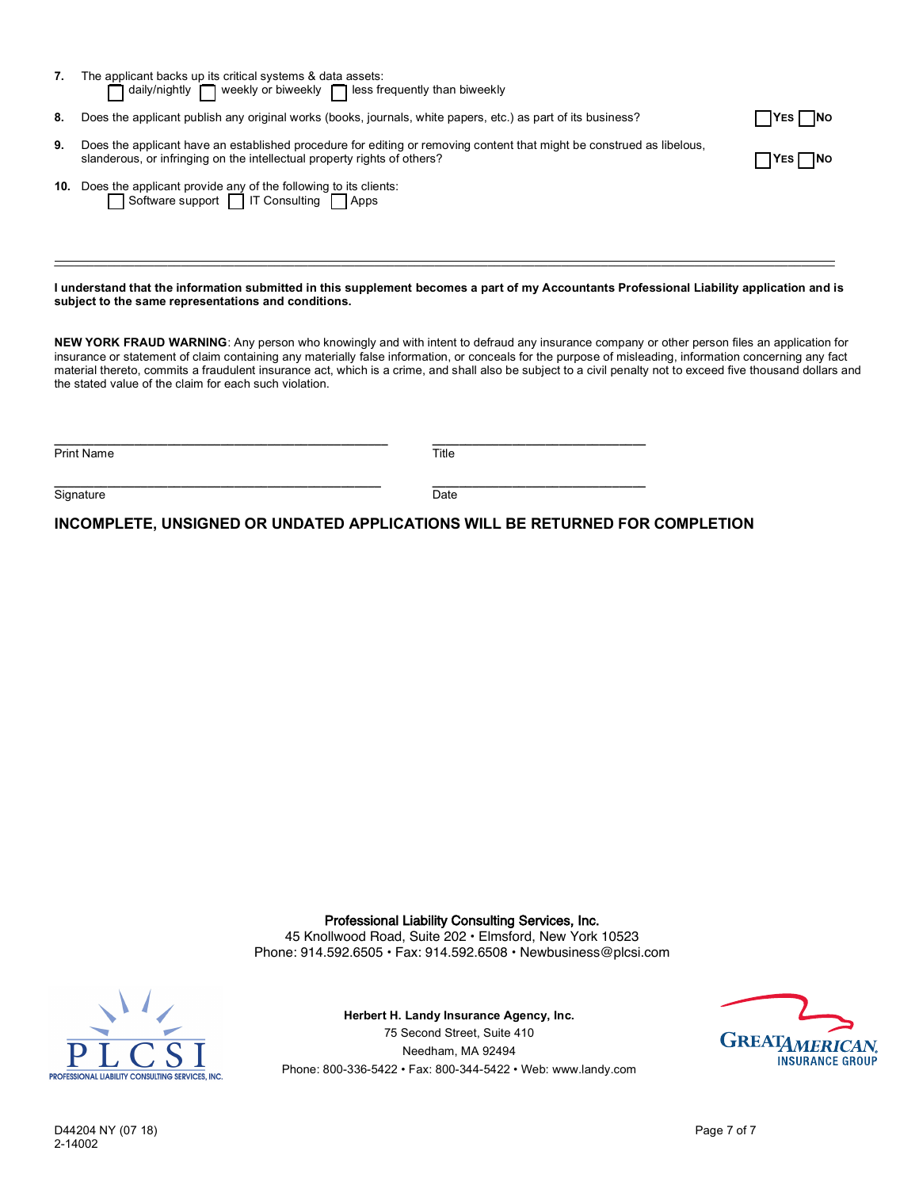7. The applicant backs up its critical systems & data assets:
   ☐ daily/nightly ☐ weekly or biweekly ☐ less frequently than biweekly

8. Does the applicant publish any original works (books, journals, white papers, etc.) as part of its business? ☐ YES ☐ NO

9. Does the applicant have an established procedure for editing or removing content that might be construed as libelous, slanderous, or infringing on the intellectual property rights of others? ☐ YES ☐ NO

10. Does the applicant provide any of the following to its clients:
    ☐ Software support ☐ IT Consulting ☐ Apps

---

**I understand that the information submitted in this supplement becomes a part of my Accountants Professional Liability application and is subject to the same representations and conditions.**

**NEW YORK FRAUD WARNING**: Any person who knowingly and with intent to defraud any insurance company or other person files an application for insurance or statement of claim containing any materially false information, or conceals for the purpose of misleading, information concerning any fact material thereto, commits a fraudulent insurance act, which is a crime, and shall also be subject to a civil penalty not to exceed five thousand dollars and the stated value of the claim for each such violation.

\_\_\_\_\_\_\_\_\_\_\_\_\_\_\_\_\_\_\_\_\_\_\_\_\_\_\_\_\_\_\_\_\_\_\_\_ \_\_\_\_\_\_\_\_\_\_\_\_\_\_\_\_\_\_\_\_\_\_\_\_\_
Print Name Title

\_\_\_\_\_\_\_\_\_\_\_\_\_\_\_\_\_\_\_\_\_\_\_\_\_\_\_\_\_\_\_\_\_\_\_\_ \_\_\_\_\_\_\_\_\_\_\_\_\_\_\_\_\_\_\_\_\_\_\_\_\_
Signature Date

**INCOMPLETE, UNSIGNED OR UNDATED APPLICATIONS WILL BE RETURNED FOR COMPLETION**

Professional Liability Consulting Services, Inc.
45 Knollwood Road, Suite 202 • Elmsford, New York 10523
Phone: 914.592.6505 • Fax: 914.592.6508 • Newbusiness@plcsi.com

PLCSI
PROFESSIONAL LIABILITY CONSULTING SERVICES, INC.

**Herbert H. Landy Insurance Agency, Inc.**
75 Second Street, Suite 410
Needham, MA 92494
Phone: 800-336-5422 • Fax: 800-344-5422 • Web: www.landy.com

GREAT AMERICAN INSURANCE GROUP

D44204 NY (07 18)
2-14002